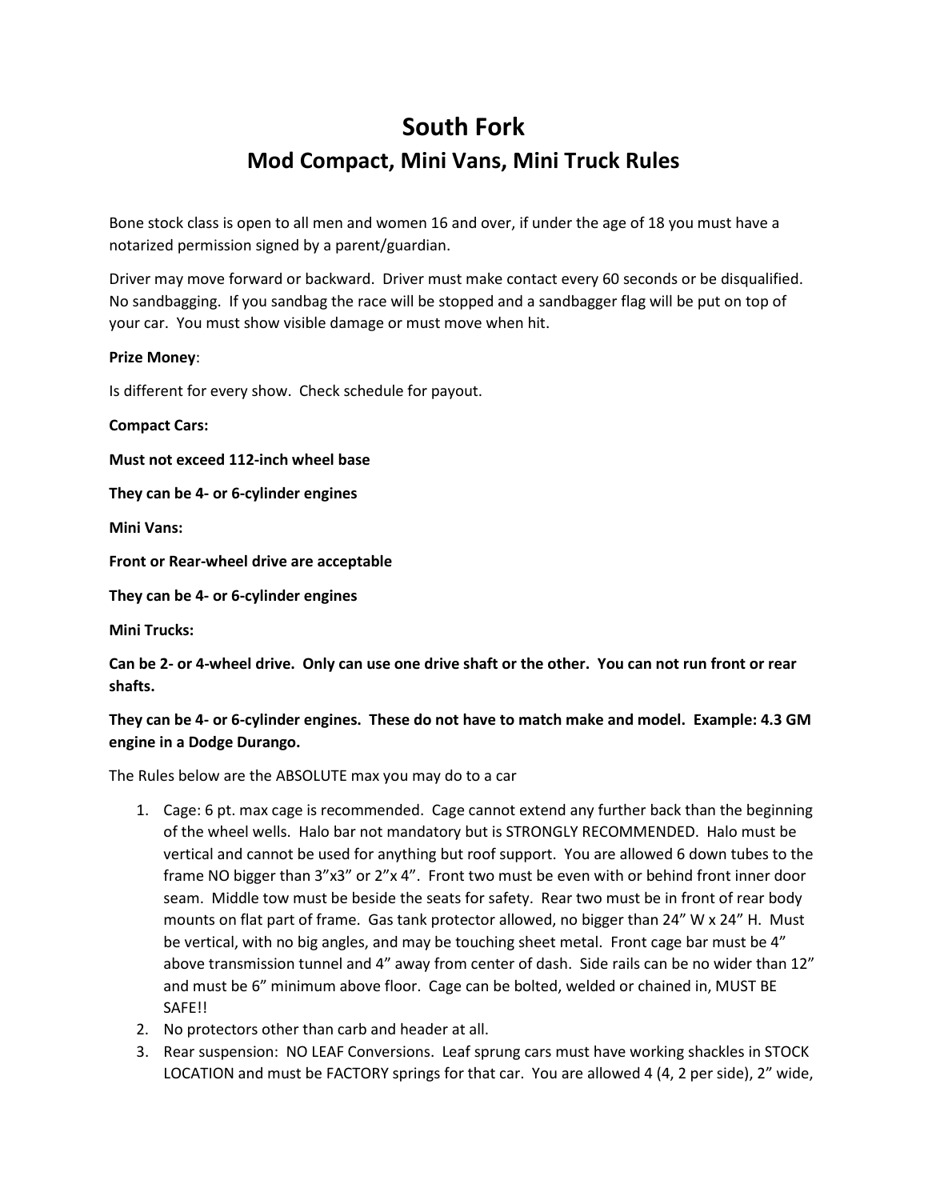# South Fork

## Mod Compact, Mini Vans, Mini Truck Rules

Bone stock class is open to all men and women 16 and over, if under the age of 18 you must have a notarized permission signed by a parent/guardian.

Driver may move forward or backward. Driver must make contact every 60 seconds or be disqualified. No sandbagging. If you sandbag the race will be stopped and a sandbagger flag will be put on top of your car. You must show visible damage or must move when hit.

**Prize Money**:

Is different for every show. Check schedule for payout.

**Compact Cars:**

**Must not exceed 112-inch wheel base**

**They can be 4- or 6-cylinder engines**

**Mini Vans:**

**Front or Rear-wheel drive are acceptable**

**They can be 4- or 6-cylinder engines**

**Mini Trucks:**

**Can be 2- or 4-wheel drive. Only can use one drive shaft or the other. You can not run front or rear shafts.**

**They can be 4- or 6-cylinder engines. These do not have to match make and model. Example: 4.3 GM engine in a Dodge Durango.**

The Rules below are the ABSOLUTE max you may do to a car

1. Cage: 6 pt. max cage is recommended. Cage cannot extend any further back than the beginning of the wheel wells. Halo bar not mandatory but is STRONGLY RECOMMENDED. Halo must be vertical and cannot be used for anything but roof support. You are allowed 6 down tubes to the frame NO bigger than 3"x3" or 2"x 4". Front two must be even with or behind front inner door seam. Middle tow must be beside the seats for safety. Rear two must be in front of rear body mounts on flat part of frame. Gas tank protector allowed, no bigger than 24" W x 24" H. Must be vertical, with no big angles, and may be touching sheet metal. Front cage bar must be 4" above transmission tunnel and 4" away from center of dash. Side rails can be no wider than 12" and must be 6" minimum above floor. Cage can be bolted, welded or chained in, MUST BE SAFE!!
2. No protectors other than carb and header at all.
3. Rear suspension: NO LEAF Conversions. Leaf sprung cars must have working shackles in STOCK LOCATION and must be FACTORY springs for that car. You are allowed 4 (4, 2 per side), 2" wide,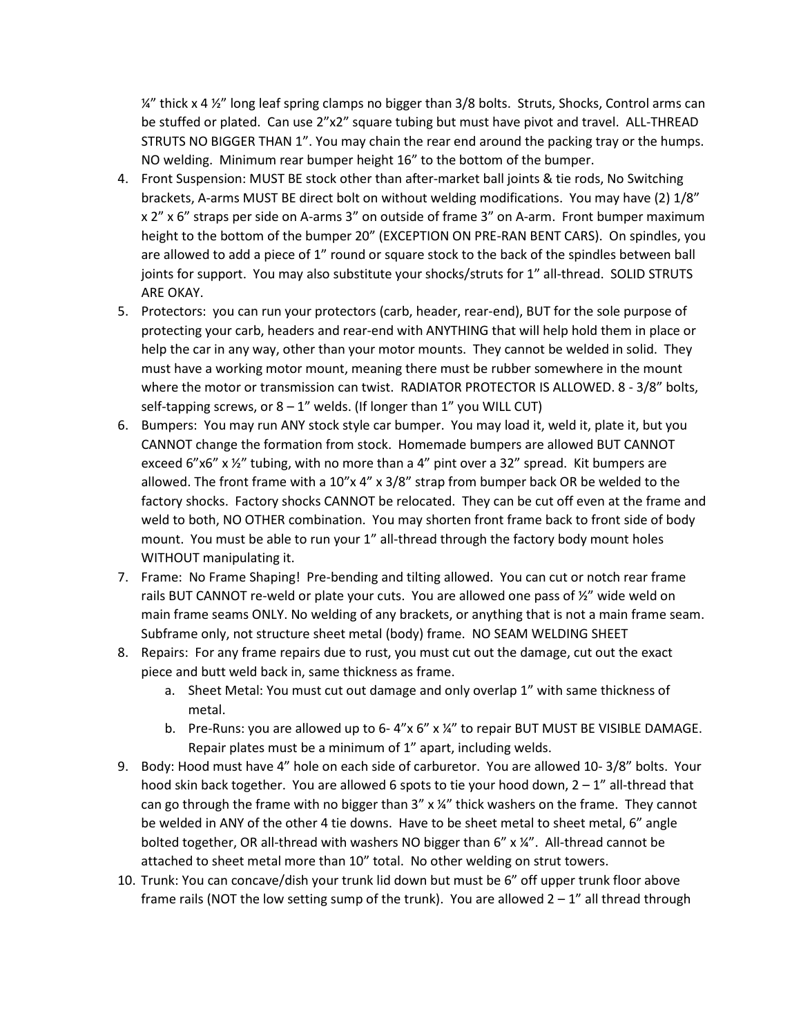¼" thick x 4 ½" long leaf spring clamps no bigger than 3/8 bolts. Struts, Shocks, Control arms can be stuffed or plated. Can use 2"x2" square tubing but must have pivot and travel. ALL-THREAD STRUTS NO BIGGER THAN 1". You may chain the rear end around the packing tray or the humps. NO welding. Minimum rear bumper height 16" to the bottom of the bumper.

4. Front Suspension: MUST BE stock other than after-market ball joints & tie rods, No Switching brackets, A-arms MUST BE direct bolt on without welding modifications. You may have (2) 1/8" x 2" x 6" straps per side on A-arms 3" on outside of frame 3" on A-arm. Front bumper maximum height to the bottom of the bumper 20" (EXCEPTION ON PRE-RAN BENT CARS). On spindles, you are allowed to add a piece of 1" round or square stock to the back of the spindles between ball joints for support. You may also substitute your shocks/struts for 1" all-thread. SOLID STRUTS ARE OKAY.
5. Protectors: you can run your protectors (carb, header, rear-end), BUT for the sole purpose of protecting your carb, headers and rear-end with ANYTHING that will help hold them in place or help the car in any way, other than your motor mounts. They cannot be welded in solid. They must have a working motor mount, meaning there must be rubber somewhere in the mount where the motor or transmission can twist. RADIATOR PROTECTOR IS ALLOWED. 8 - 3/8" bolts, self-tapping screws, or 8 – 1" welds. (If longer than 1" you WILL CUT)
6. Bumpers: You may run ANY stock style car bumper. You may load it, weld it, plate it, but you CANNOT change the formation from stock. Homemade bumpers are allowed BUT CANNOT exceed 6"x6" x ½" tubing, with no more than a 4" pint over a 32" spread. Kit bumpers are allowed. The front frame with a 10"x 4" x 3/8" strap from bumper back OR be welded to the factory shocks. Factory shocks CANNOT be relocated. They can be cut off even at the frame and weld to both, NO OTHER combination. You may shorten front frame back to front side of body mount. You must be able to run your 1" all-thread through the factory body mount holes WITHOUT manipulating it.
7. Frame: No Frame Shaping! Pre-bending and tilting allowed. You can cut or notch rear frame rails BUT CANNOT re-weld or plate your cuts. You are allowed one pass of ½" wide weld on main frame seams ONLY. No welding of any brackets, or anything that is not a main frame seam. Subframe only, not structure sheet metal (body) frame. NO SEAM WELDING SHEET
8. Repairs: For any frame repairs due to rust, you must cut out the damage, cut out the exact piece and butt weld back in, same thickness as frame.
   a. Sheet Metal: You must cut out damage and only overlap 1" with same thickness of metal.
   b. Pre-Runs: you are allowed up to 6- 4"x 6" x ¼" to repair BUT MUST BE VISIBLE DAMAGE. Repair plates must be a minimum of 1" apart, including welds.
9. Body: Hood must have 4" hole on each side of carburetor. You are allowed 10- 3/8" bolts. Your hood skin back together. You are allowed 6 spots to tie your hood down, 2 – 1" all-thread that can go through the frame with no bigger than 3" x ¼" thick washers on the frame. They cannot be welded in ANY of the other 4 tie downs. Have to be sheet metal to sheet metal, 6" angle bolted together, OR all-thread with washers NO bigger than 6" x ¼". All-thread cannot be attached to sheet metal more than 10" total. No other welding on strut towers.
10. Trunk: You can concave/dish your trunk lid down but must be 6" off upper trunk floor above frame rails (NOT the low setting sump of the trunk). You are allowed 2 – 1" all thread through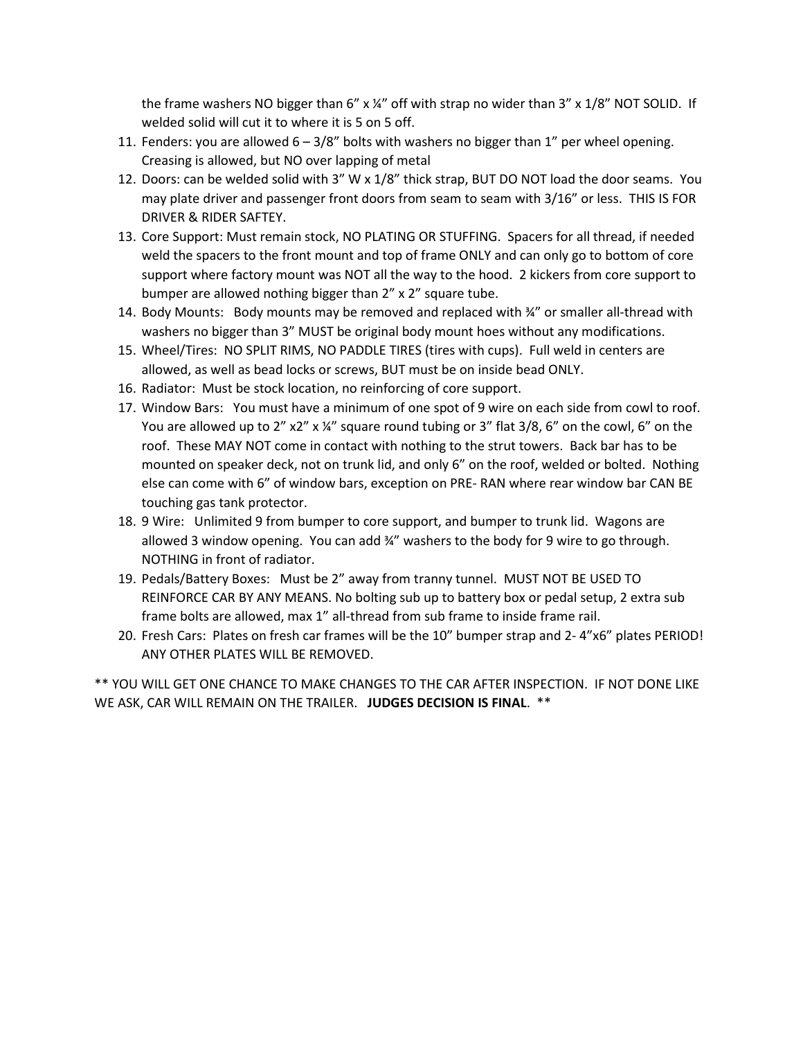the frame washers NO bigger than 6" x ¼" off with strap no wider than 3" x 1/8" NOT SOLID. If welded solid will cut it to where it is 5 on 5 off.

11. Fenders: you are allowed 6 – 3/8" bolts with washers no bigger than 1" per wheel opening. Creasing is allowed, but NO over lapping of metal
12. Doors: can be welded solid with 3" W x 1/8" thick strap, BUT DO NOT load the door seams. You may plate driver and passenger front doors from seam to seam with 3/16" or less. THIS IS FOR DRIVER & RIDER SAFTEY.
13. Core Support: Must remain stock, NO PLATING OR STUFFING. Spacers for all thread, if needed weld the spacers to the front mount and top of frame ONLY and can only go to bottom of core support where factory mount was NOT all the way to the hood. 2 kickers from core support to bumper are allowed nothing bigger than 2" x 2" square tube.
14. Body Mounts: Body mounts may be removed and replaced with ¾" or smaller all-thread with washers no bigger than 3" MUST be original body mount hoes without any modifications.
15. Wheel/Tires: NO SPLIT RIMS, NO PADDLE TIRES (tires with cups). Full weld in centers are allowed, as well as bead locks or screws, BUT must be on inside bead ONLY.
16. Radiator: Must be stock location, no reinforcing of core support.
17. Window Bars: You must have a minimum of one spot of 9 wire on each side from cowl to roof. You are allowed up to 2" x2" x ¼" square round tubing or 3" flat 3/8, 6" on the cowl, 6" on the roof. These MAY NOT come in contact with nothing to the strut towers. Back bar has to be mounted on speaker deck, not on trunk lid, and only 6" on the roof, welded or bolted. Nothing else can come with 6" of window bars, exception on PRE- RAN where rear window bar CAN BE touching gas tank protector.
18. 9 Wire: Unlimited 9 from bumper to core support, and bumper to trunk lid. Wagons are allowed 3 window opening. You can add ¾" washers to the body for 9 wire to go through. NOTHING in front of radiator.
19. Pedals/Battery Boxes: Must be 2" away from tranny tunnel. MUST NOT BE USED TO REINFORCE CAR BY ANY MEANS. No bolting sub up to battery box or pedal setup, 2 extra sub frame bolts are allowed, max 1" all-thread from sub frame to inside frame rail.
20. Fresh Cars: Plates on fresh car frames will be the 10" bumper strap and 2- 4"x6" plates PERIOD! ANY OTHER PLATES WILL BE REMOVED.

** YOU WILL GET ONE CHANCE TO MAKE CHANGES TO THE CAR AFTER INSPECTION. IF NOT DONE LIKE WE ASK, CAR WILL REMAIN ON THE TRAILER. **JUDGES DECISION IS FINAL**. **